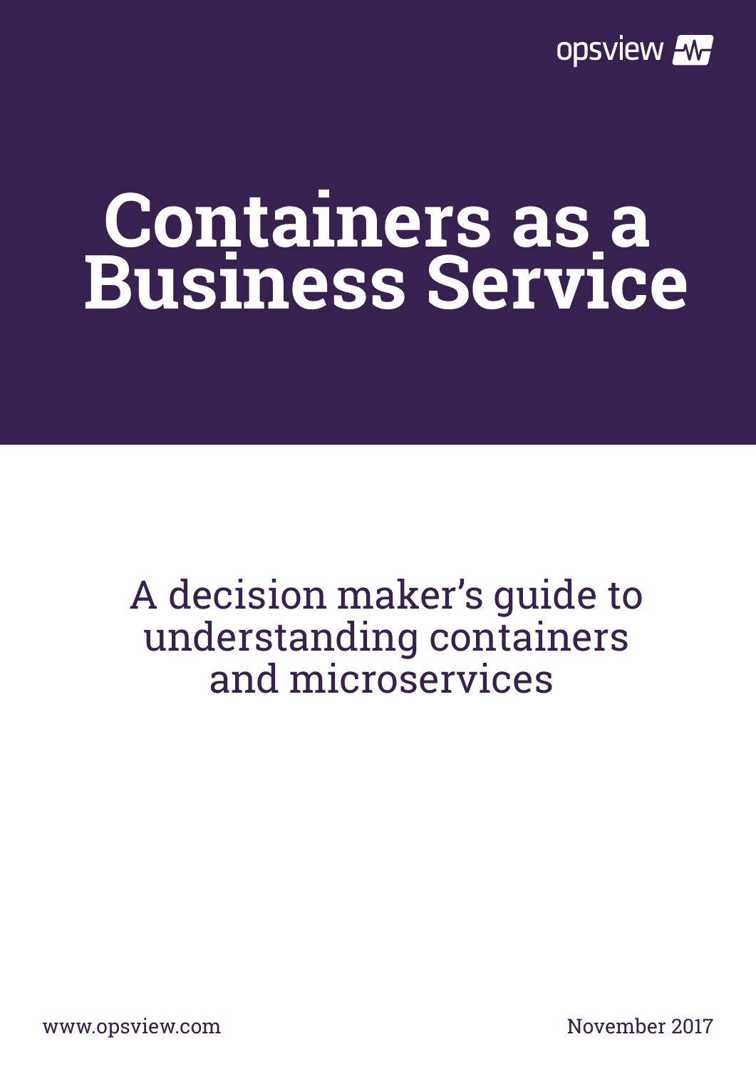opsview

# Containers as a Business Service

## A decision maker's guide to understanding containers and microservices

www.opsview.com

November 2017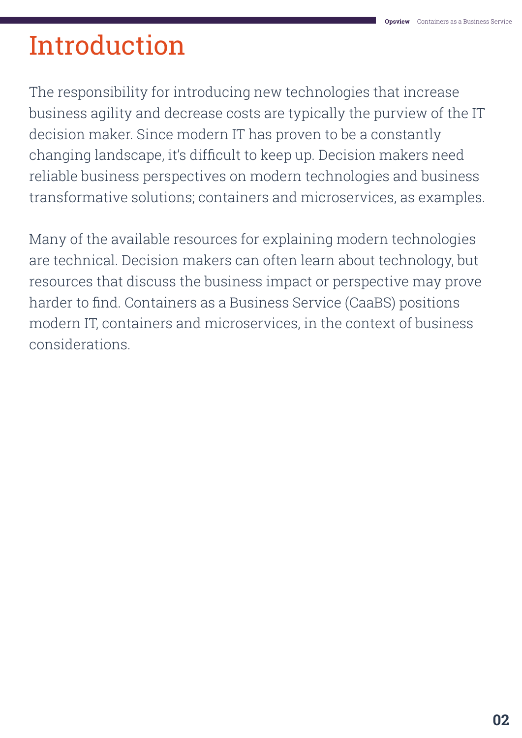# Introduction

The responsibility for introducing new technologies that increase business agility and decrease costs are typically the purview of the IT decision maker. Since modern IT has proven to be a constantly changing landscape, it's difficult to keep up. Decision makers need reliable business perspectives on modern technologies and business transformative solutions; containers and microservices, as examples.

Many of the available resources for explaining modern technologies are technical. Decision makers can often learn about technology, but resources that discuss the business impact or perspective may prove harder to find. Containers as a Business Service (CaaBS) positions modern IT, containers and microservices, in the context of business considerations.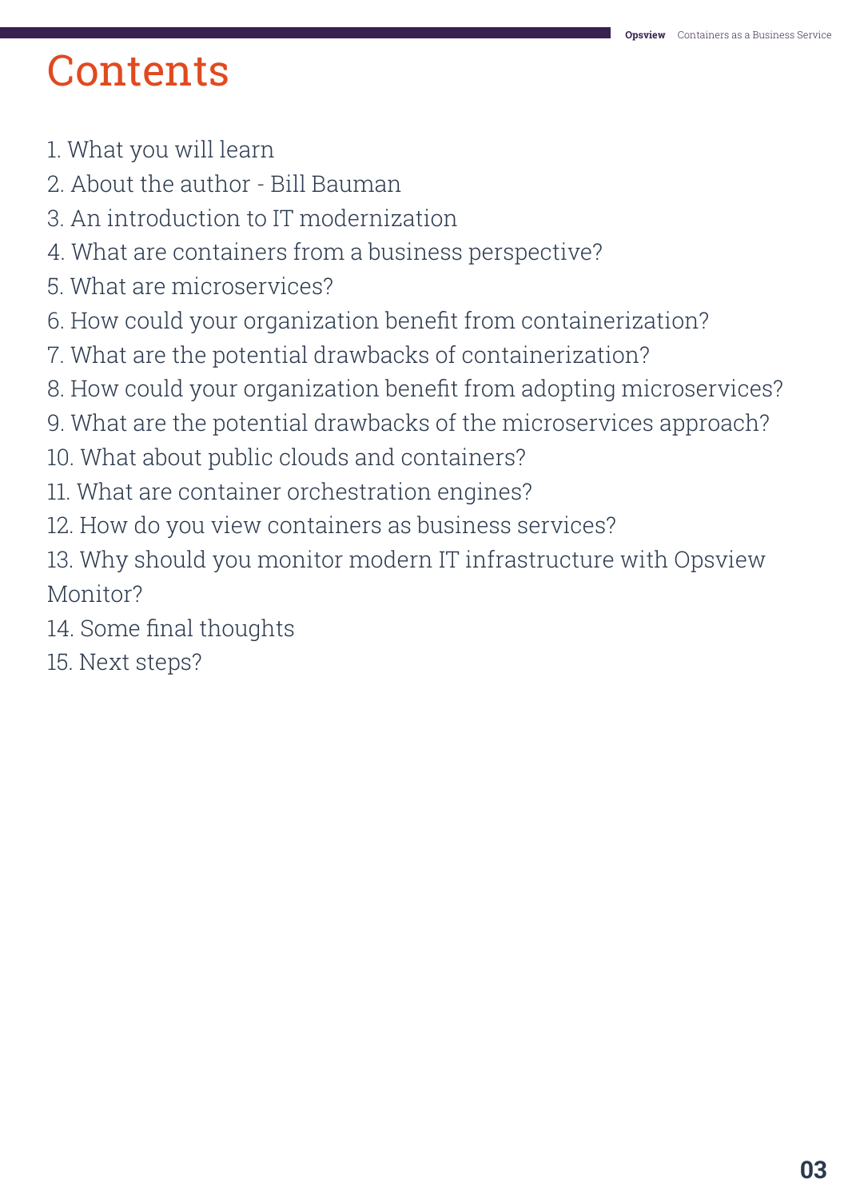# Contents

1. What you will learn
2. About the author - Bill Bauman
3. An introduction to IT modernization
4. What are containers from a business perspective?
5. What are microservices?
6. How could your organization benefit from containerization?
7. What are the potential drawbacks of containerization?
8. How could your organization benefit from adopting microservices?
9. What are the potential drawbacks of the microservices approach?
10. What about public clouds and containers?
11. What are container orchestration engines?
12. How do you view containers as business services?
13. Why should you monitor modern IT infrastructure with Opsview Monitor?
14. Some final thoughts
15. Next steps?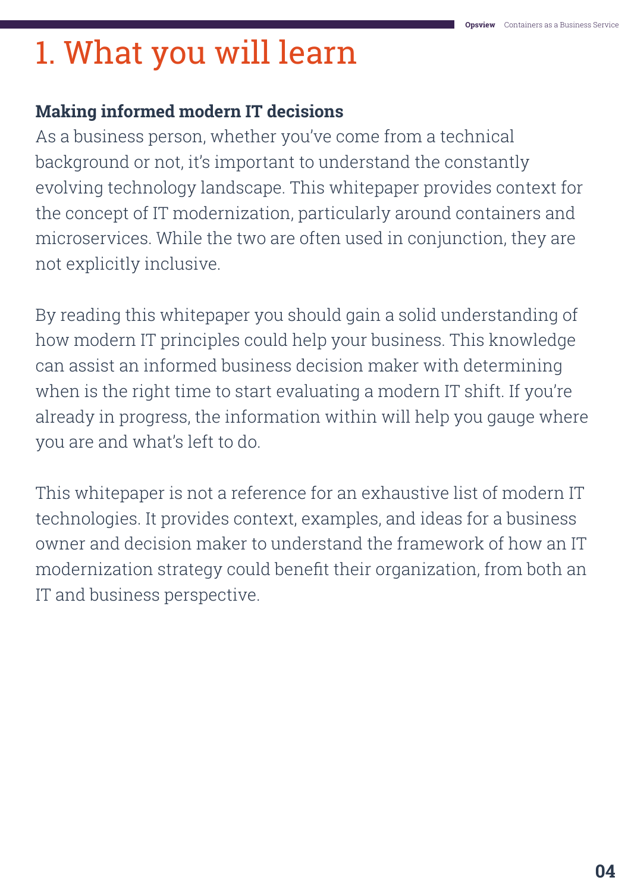# 1. What you will learn

**Making informed modern IT decisions**

As a business person, whether you've come from a technical background or not, it's important to understand the constantly evolving technology landscape. This whitepaper provides context for the concept of IT modernization, particularly around containers and microservices. While the two are often used in conjunction, they are not explicitly inclusive.

By reading this whitepaper you should gain a solid understanding of how modern IT principles could help your business. This knowledge can assist an informed business decision maker with determining when is the right time to start evaluating a modern IT shift. If you're already in progress, the information within will help you gauge where you are and what's left to do.

This whitepaper is not a reference for an exhaustive list of modern IT technologies. It provides context, examples, and ideas for a business owner and decision maker to understand the framework of how an IT modernization strategy could benefit their organization, from both an IT and business perspective.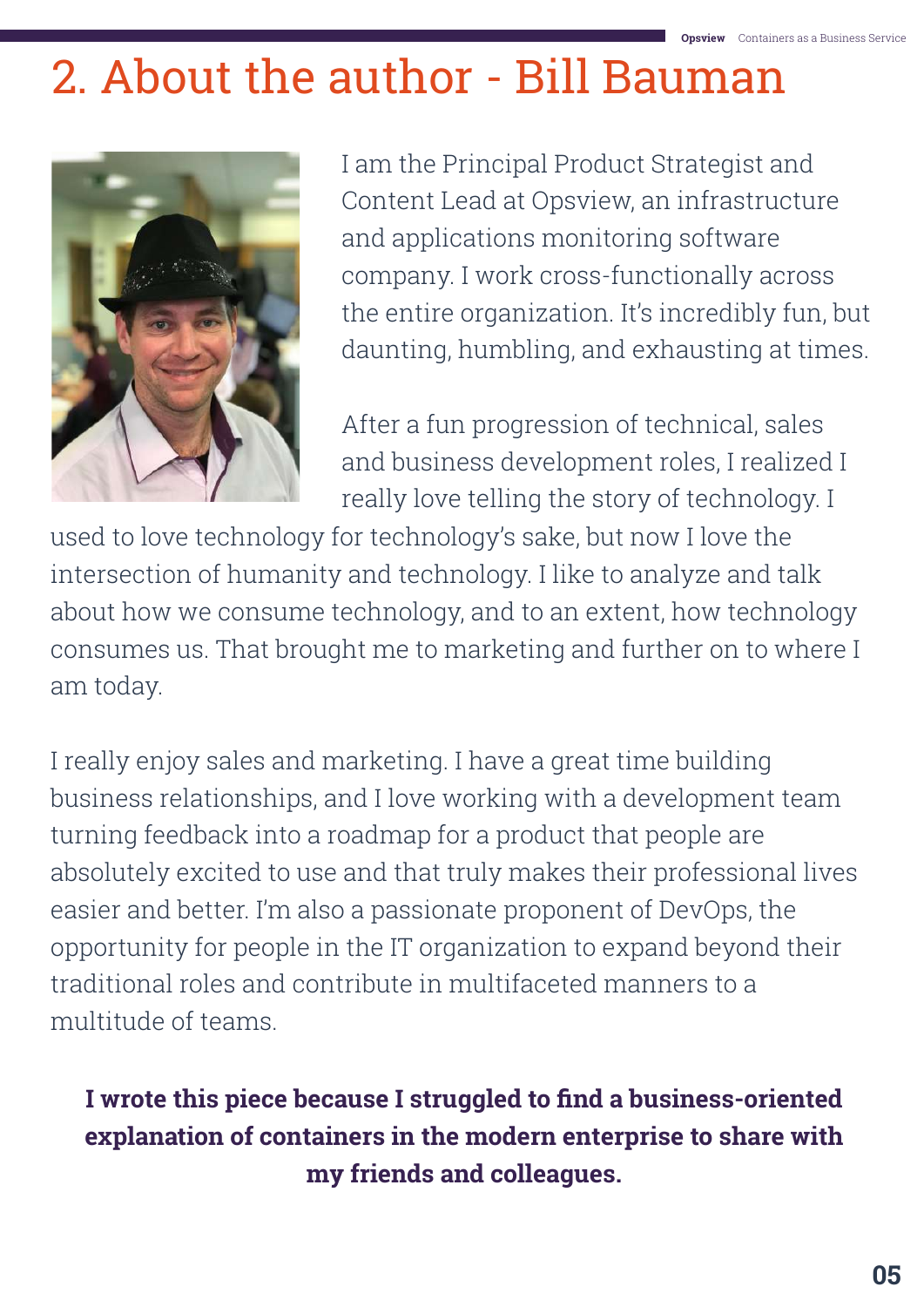# 2. About the author - Bill Bauman

I am the Principal Product Strategist and Content Lead at Opsview, an infrastructure and applications monitoring software company. I work cross-functionally across the entire organization. It's incredibly fun, but daunting, humbling, and exhausting at times.

After a fun progression of technical, sales and business development roles, I realized I really love telling the story of technology. I used to love technology for technology's sake, but now I love the intersection of humanity and technology. I like to analyze and talk about how we consume technology, and to an extent, how technology consumes us. That brought me to marketing and further on to where I am today.

I really enjoy sales and marketing. I have a great time building business relationships, and I love working with a development team turning feedback into a roadmap for a product that people are absolutely excited to use and that truly makes their professional lives easier and better. I'm also a passionate proponent of DevOps, the opportunity for people in the IT organization to expand beyond their traditional roles and contribute in multifaceted manners to a multitude of teams.

**I wrote this piece because I struggled to find a business-oriented explanation of containers in the modern enterprise to share with my friends and colleagues.**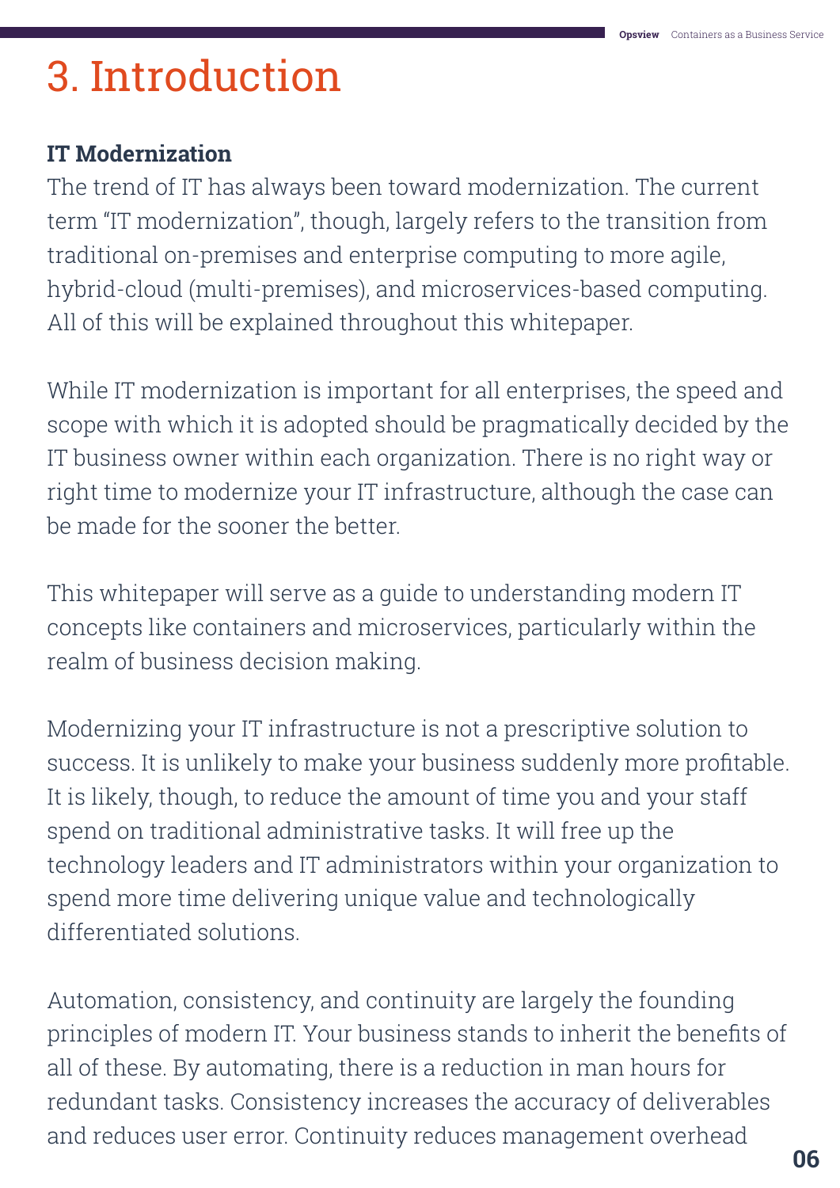# 3. Introduction

**IT Modernization**

The trend of IT has always been toward modernization. The current term "IT modernization", though, largely refers to the transition from traditional on-premises and enterprise computing to more agile, hybrid-cloud (multi-premises), and microservices-based computing. All of this will be explained throughout this whitepaper.

While IT modernization is important for all enterprises, the speed and scope with which it is adopted should be pragmatically decided by the IT business owner within each organization. There is no right way or right time to modernize your IT infrastructure, although the case can be made for the sooner the better.

This whitepaper will serve as a guide to understanding modern IT concepts like containers and microservices, particularly within the realm of business decision making.

Modernizing your IT infrastructure is not a prescriptive solution to success. It is unlikely to make your business suddenly more profitable. It is likely, though, to reduce the amount of time you and your staff spend on traditional administrative tasks. It will free up the technology leaders and IT administrators within your organization to spend more time delivering unique value and technologically differentiated solutions.

Automation, consistency, and continuity are largely the founding principles of modern IT. Your business stands to inherit the benefits of all of these. By automating, there is a reduction in man hours for redundant tasks. Consistency increases the accuracy of deliverables and reduces user error. Continuity reduces management overhead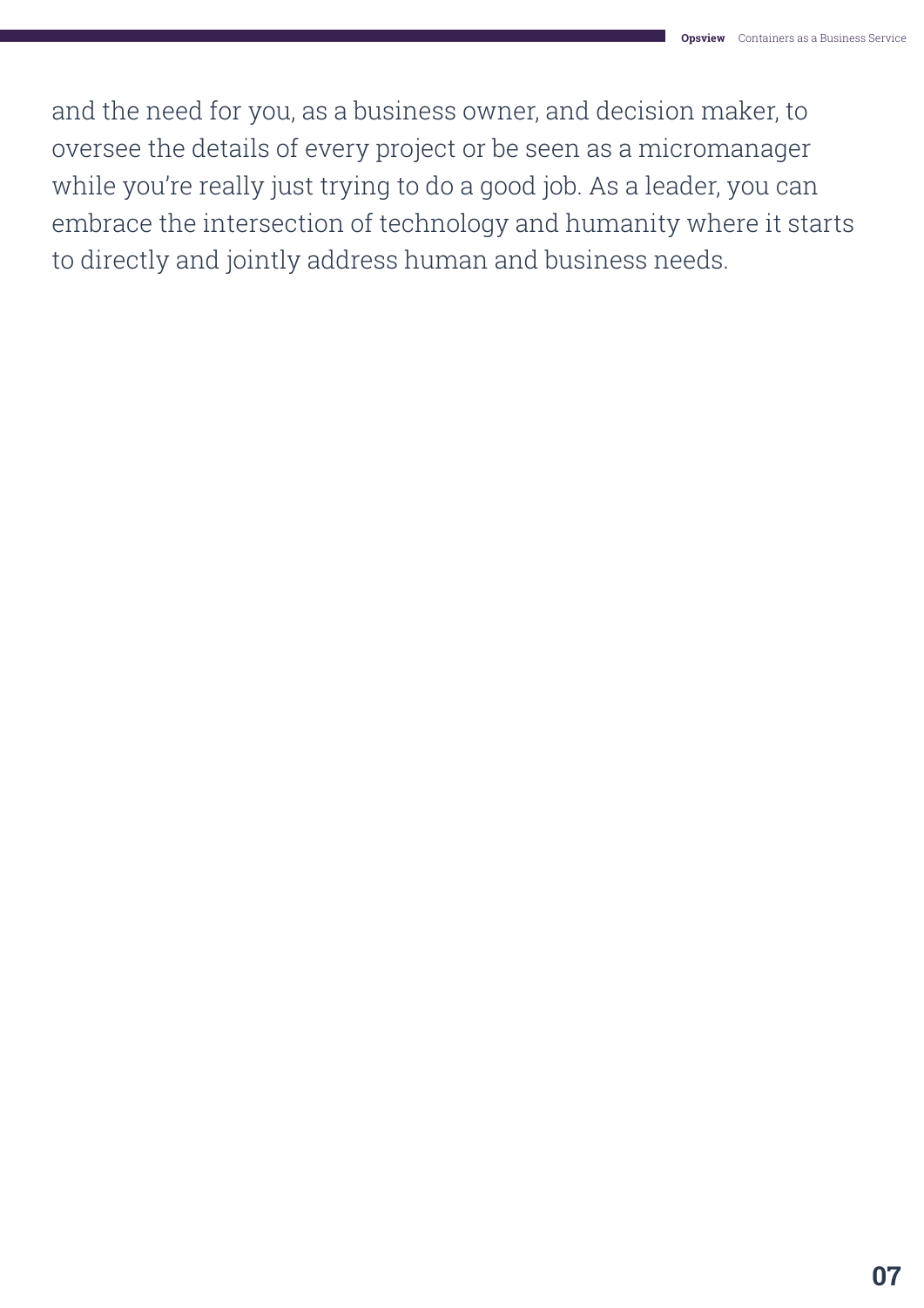and the need for you, as a business owner, and decision maker, to oversee the details of every project or be seen as a micromanager while you're really just trying to do a good job. As a leader, you can embrace the intersection of technology and humanity where it starts to directly and jointly address human and business needs.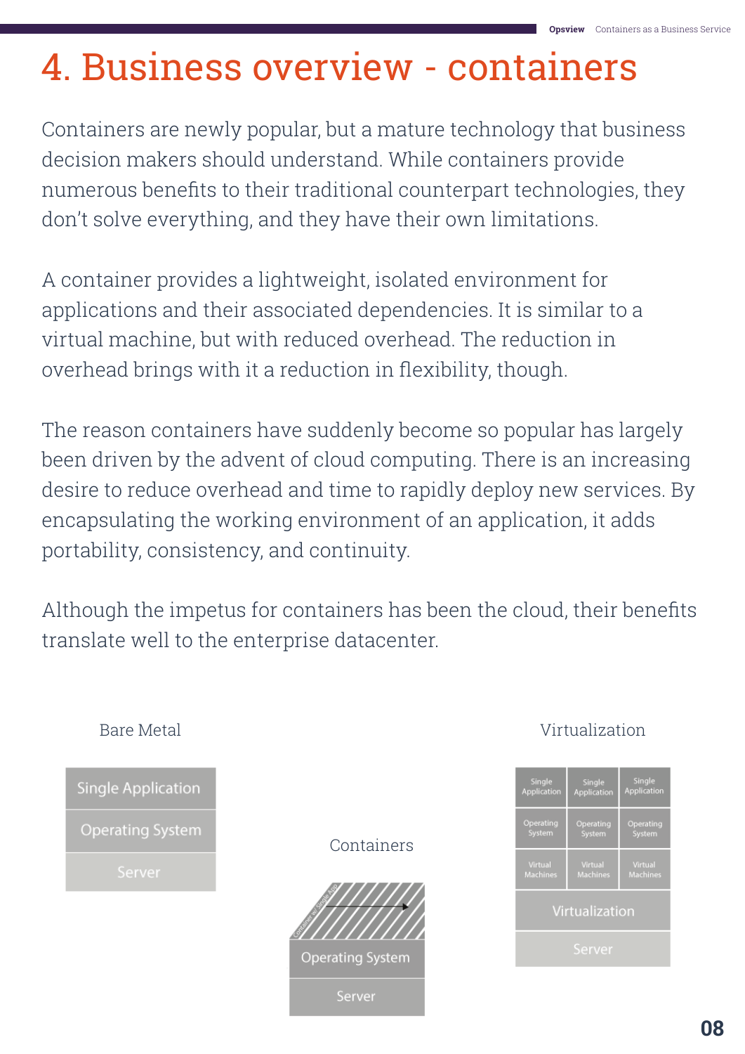# 4. Business overview - containers

Containers are newly popular, but a mature technology that business decision makers should understand. While containers provide numerous benefits to their traditional counterpart technologies, they don't solve everything, and they have their own limitations.

A container provides a lightweight, isolated environment for applications and their associated dependencies. It is similar to a virtual machine, but with reduced overhead. The reduction in overhead brings with it a reduction in flexibility, though.

The reason containers have suddenly become so popular has largely been driven by the advent of cloud computing. There is an increasing desire to reduce overhead and time to rapidly deploy new services. By encapsulating the working environment of an application, it adds portability, consistency, and continuity.

Although the impetus for containers has been the cloud, their benefits translate well to the enterprise datacenter.

Bare Metal

Single Application
Operating System
Server

Containers

Container w/ Single App
Operating System
Server

Virtualization

| Single Application | Single Application | Single Application |
| --- | --- | --- |
| Operating System | Operating System | Operating System |
| Virtual Machines | Virtual Machines | Virtual Machines |
| Virtualization | | |
| Server | | |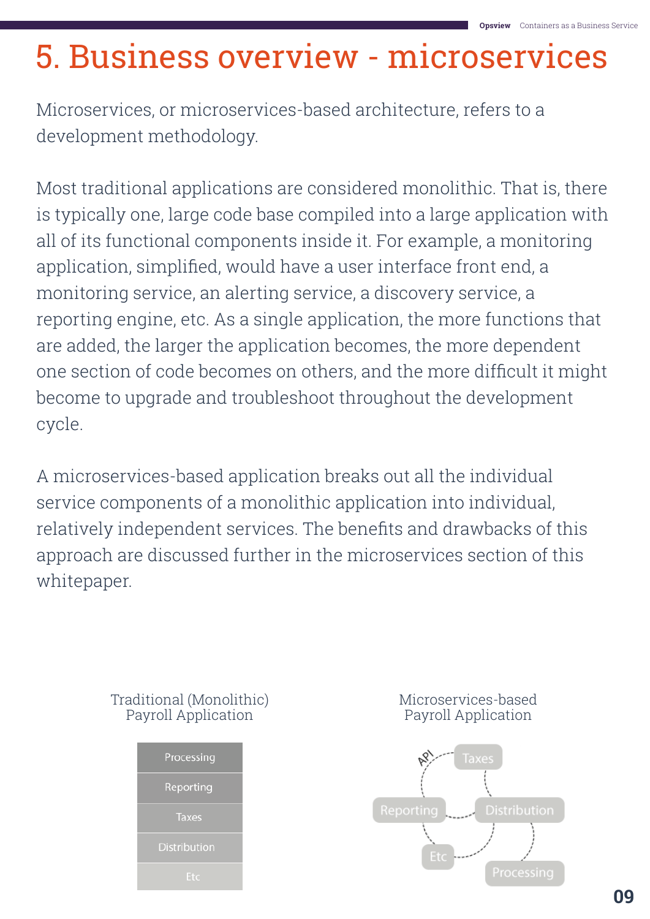# 5. Business overview - microservices

Microservices, or microservices-based architecture, refers to a development methodology.

Most traditional applications are considered monolithic. That is, there is typically one, large code base compiled into a large application with all of its functional components inside it. For example, a monitoring application, simplified, would have a user interface front end, a monitoring service, an alerting service, a discovery service, a reporting engine, etc. As a single application, the more functions that are added, the larger the application becomes, the more dependent one section of code becomes on others, and the more difficult it might become to upgrade and troubleshoot throughout the development cycle.

A microservices-based application breaks out all the individual service components of a monolithic application into individual, relatively independent services. The benefits and drawbacks of this approach are discussed further in the microservices section of this whitepaper.

Traditional (Monolithic) Payroll Application

| Processing |
| --- |
| Reporting |
| Taxes |
| Distribution |
| Etc |

Microservices-based Payroll Application

API, Taxes, Reporting, Distribution, Etc, Processing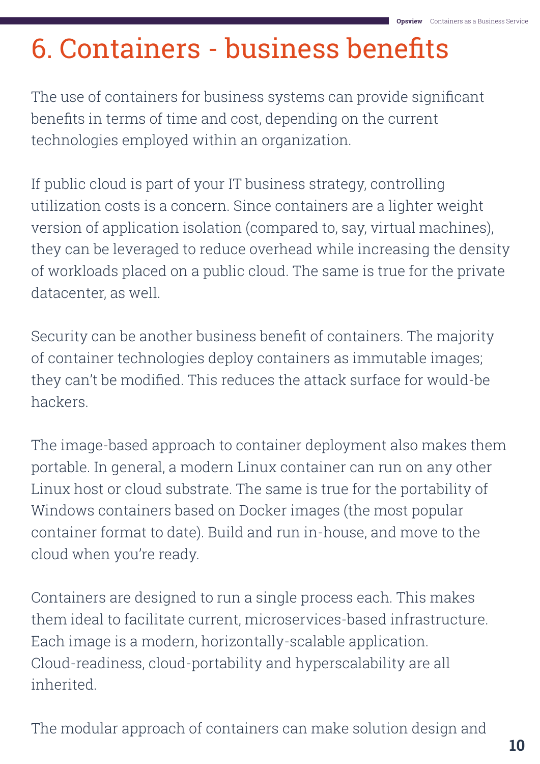# 6. Containers - business benefits

The use of containers for business systems can provide significant benefits in terms of time and cost, depending on the current technologies employed within an organization.

If public cloud is part of your IT business strategy, controlling utilization costs is a concern. Since containers are a lighter weight version of application isolation (compared to, say, virtual machines), they can be leveraged to reduce overhead while increasing the density of workloads placed on a public cloud. The same is true for the private datacenter, as well.

Security can be another business benefit of containers. The majority of container technologies deploy containers as immutable images; they can't be modified. This reduces the attack surface for would-be hackers.

The image-based approach to container deployment also makes them portable. In general, a modern Linux container can run on any other Linux host or cloud substrate. The same is true for the portability of Windows containers based on Docker images (the most popular container format to date). Build and run in-house, and move to the cloud when you're ready.

Containers are designed to run a single process each. This makes them ideal to facilitate current, microservices-based infrastructure. Each image is a modern, horizontally-scalable application. Cloud-readiness, cloud-portability and hyperscalability are all inherited.

The modular approach of containers can make solution design and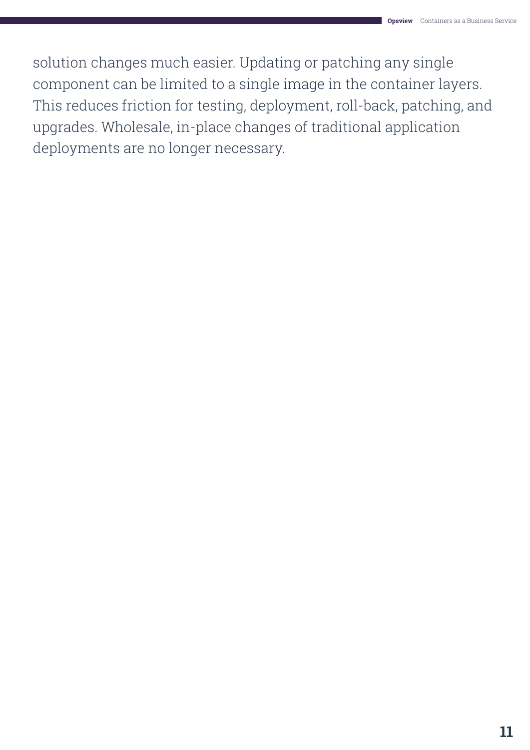solution changes much easier. Updating or patching any single component can be limited to a single image in the container layers. This reduces friction for testing, deployment, roll-back, patching, and upgrades. Wholesale, in-place changes of traditional application deployments are no longer necessary.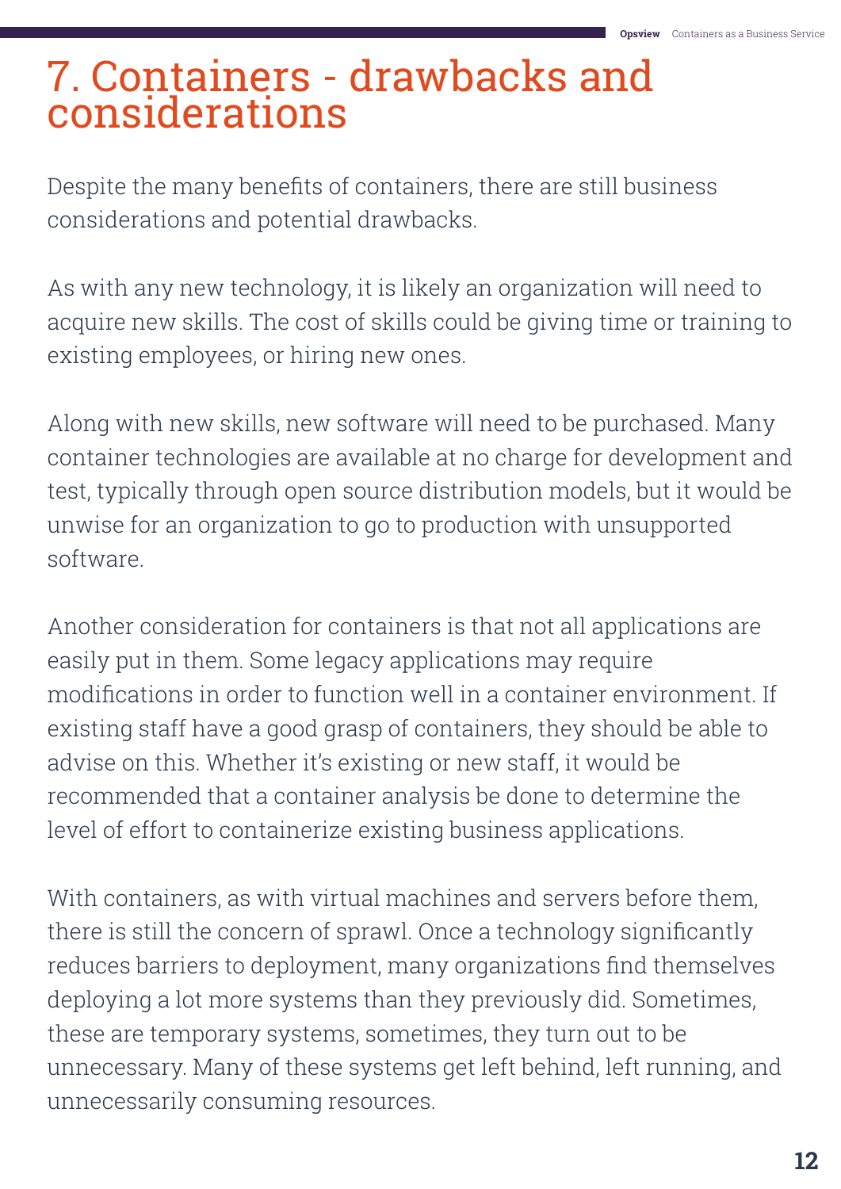# 7. Containers - drawbacks and considerations

Despite the many benefits of containers, there are still business considerations and potential drawbacks.

As with any new technology, it is likely an organization will need to acquire new skills. The cost of skills could be giving time or training to existing employees, or hiring new ones.

Along with new skills, new software will need to be purchased. Many container technologies are available at no charge for development and test, typically through open source distribution models, but it would be unwise for an organization to go to production with unsupported software.

Another consideration for containers is that not all applications are easily put in them. Some legacy applications may require modifications in order to function well in a container environment. If existing staff have a good grasp of containers, they should be able to advise on this. Whether it's existing or new staff, it would be recommended that a container analysis be done to determine the level of effort to containerize existing business applications.

With containers, as with virtual machines and servers before them, there is still the concern of sprawl. Once a technology significantly reduces barriers to deployment, many organizations find themselves deploying a lot more systems than they previously did. Sometimes, these are temporary systems, sometimes, they turn out to be unnecessary. Many of these systems get left behind, left running, and unnecessarily consuming resources.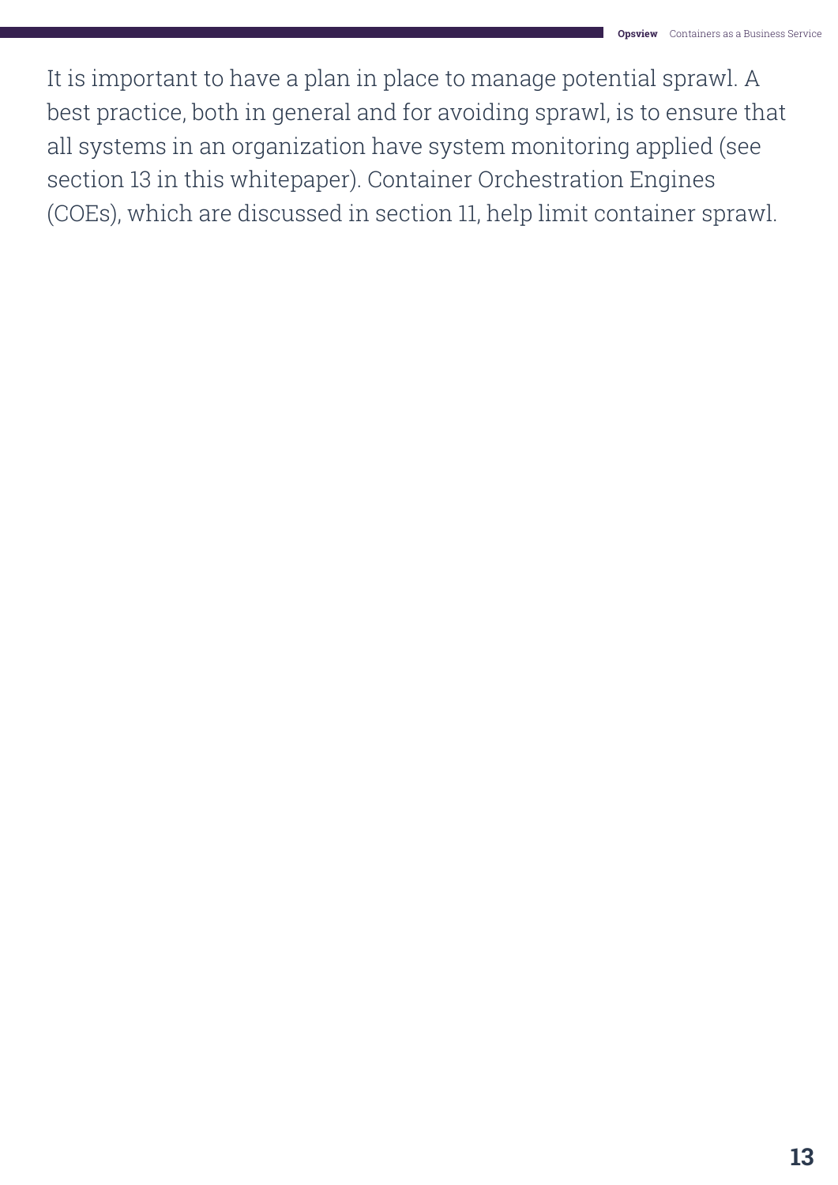It is important to have a plan in place to manage potential sprawl. A best practice, both in general and for avoiding sprawl, is to ensure that all systems in an organization have system monitoring applied (see section 13 in this whitepaper). Container Orchestration Engines (COEs), which are discussed in section 11, help limit container sprawl.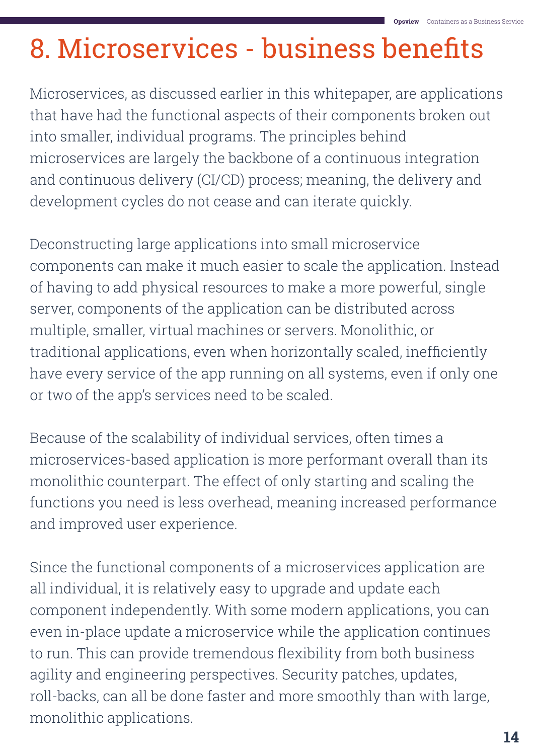# 8. Microservices - business benefits

Microservices, as discussed earlier in this whitepaper, are applications that have had the functional aspects of their components broken out into smaller, individual programs. The principles behind microservices are largely the backbone of a continuous integration and continuous delivery (CI/CD) process; meaning, the delivery and development cycles do not cease and can iterate quickly.

Deconstructing large applications into small microservice components can make it much easier to scale the application. Instead of having to add physical resources to make a more powerful, single server, components of the application can be distributed across multiple, smaller, virtual machines or servers. Monolithic, or traditional applications, even when horizontally scaled, inefficiently have every service of the app running on all systems, even if only one or two of the app's services need to be scaled.

Because of the scalability of individual services, often times a microservices-based application is more performant overall than its monolithic counterpart. The effect of only starting and scaling the functions you need is less overhead, meaning increased performance and improved user experience.

Since the functional components of a microservices application are all individual, it is relatively easy to upgrade and update each component independently. With some modern applications, you can even in-place update a microservice while the application continues to run. This can provide tremendous flexibility from both business agility and engineering perspectives. Security patches, updates, roll-backs, can all be done faster and more smoothly than with large, monolithic applications.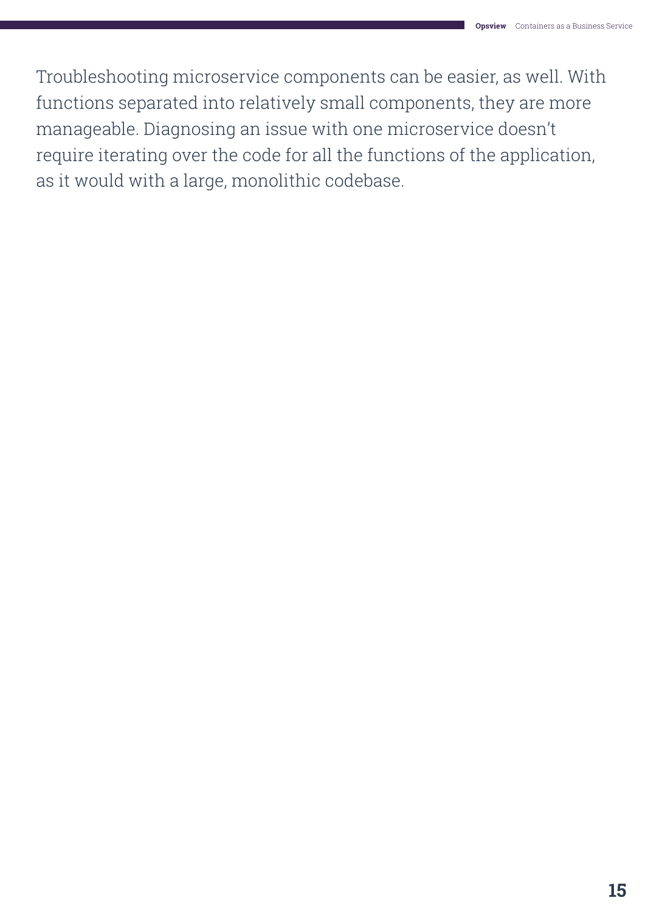Troubleshooting microservice components can be easier, as well. With functions separated into relatively small components, they are more manageable. Diagnosing an issue with one microservice doesn't require iterating over the code for all the functions of the application, as it would with a large, monolithic codebase.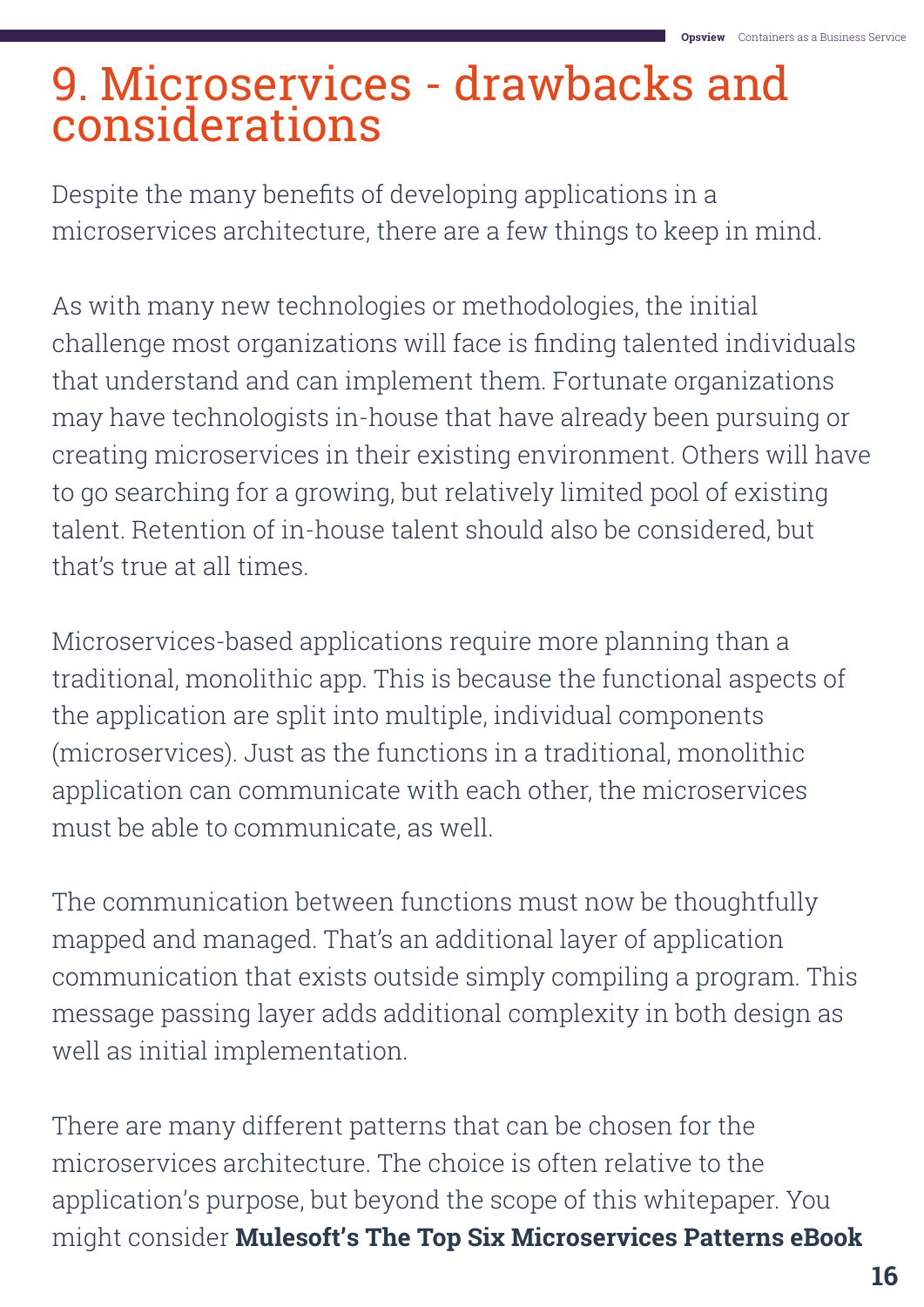# 9. Microservices - drawbacks and considerations

Despite the many benefits of developing applications in a microservices architecture, there are a few things to keep in mind.

As with many new technologies or methodologies, the initial challenge most organizations will face is finding talented individuals that understand and can implement them. Fortunate organizations may have technologists in-house that have already been pursuing or creating microservices in their existing environment. Others will have to go searching for a growing, but relatively limited pool of existing talent. Retention of in-house talent should also be considered, but that's true at all times.

Microservices-based applications require more planning than a traditional, monolithic app. This is because the functional aspects of the application are split into multiple, individual components (microservices). Just as the functions in a traditional, monolithic application can communicate with each other, the microservices must be able to communicate, as well.

The communication between functions must now be thoughtfully mapped and managed. That's an additional layer of application communication that exists outside simply compiling a program. This message passing layer adds additional complexity in both design as well as initial implementation.

There are many different patterns that can be chosen for the microservices architecture. The choice is often relative to the application's purpose, but beyond the scope of this whitepaper. You might consider **Mulesoft's The Top Six Microservices Patterns eBook**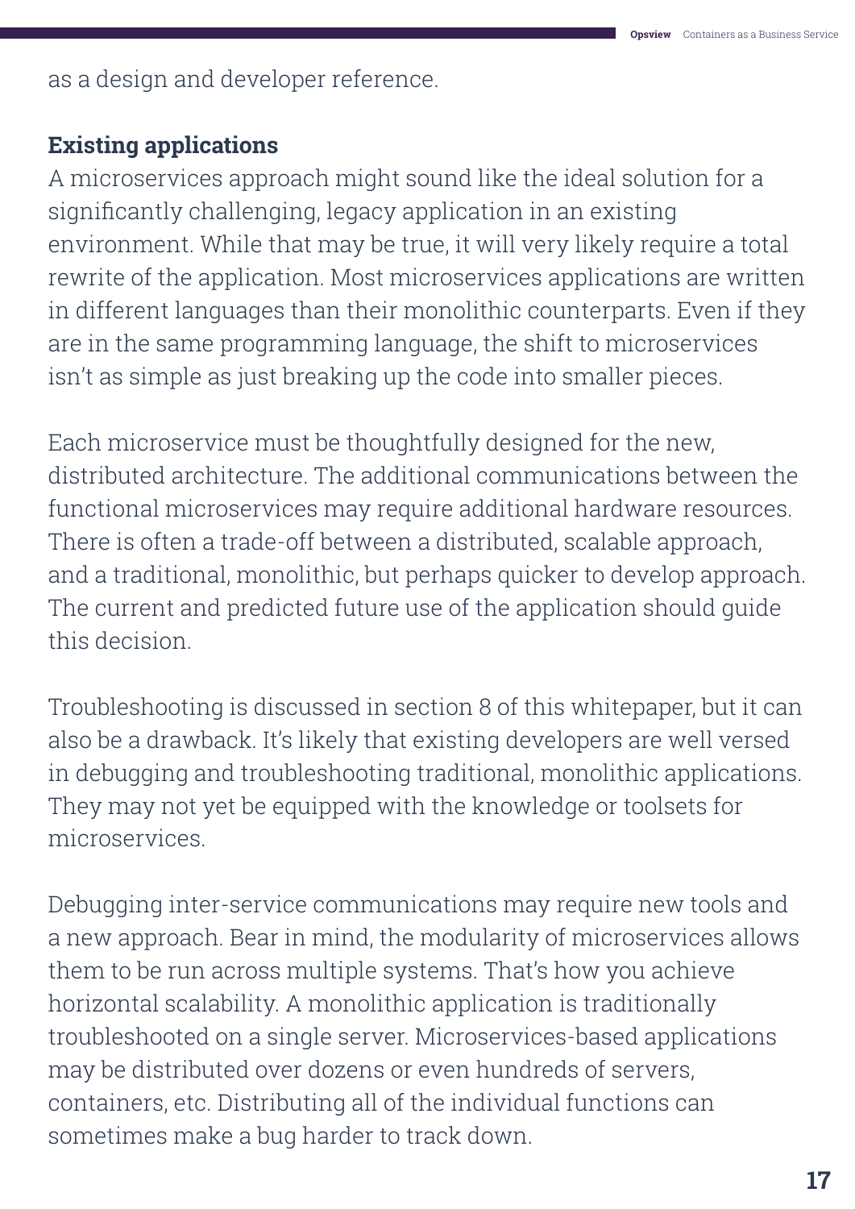as a design and developer reference.

### Existing applications

A microservices approach might sound like the ideal solution for a significantly challenging, legacy application in an existing environment. While that may be true, it will very likely require a total rewrite of the application. Most microservices applications are written in different languages than their monolithic counterparts. Even if they are in the same programming language, the shift to microservices isn't as simple as just breaking up the code into smaller pieces.

Each microservice must be thoughtfully designed for the new, distributed architecture. The additional communications between the functional microservices may require additional hardware resources. There is often a trade-off between a distributed, scalable approach, and a traditional, monolithic, but perhaps quicker to develop approach. The current and predicted future use of the application should guide this decision.

Troubleshooting is discussed in section 8 of this whitepaper, but it can also be a drawback. It's likely that existing developers are well versed in debugging and troubleshooting traditional, monolithic applications. They may not yet be equipped with the knowledge or toolsets for microservices.

Debugging inter-service communications may require new tools and a new approach. Bear in mind, the modularity of microservices allows them to be run across multiple systems. That's how you achieve horizontal scalability. A monolithic application is traditionally troubleshooted on a single server. Microservices-based applications may be distributed over dozens or even hundreds of servers, containers, etc. Distributing all of the individual functions can sometimes make a bug harder to track down.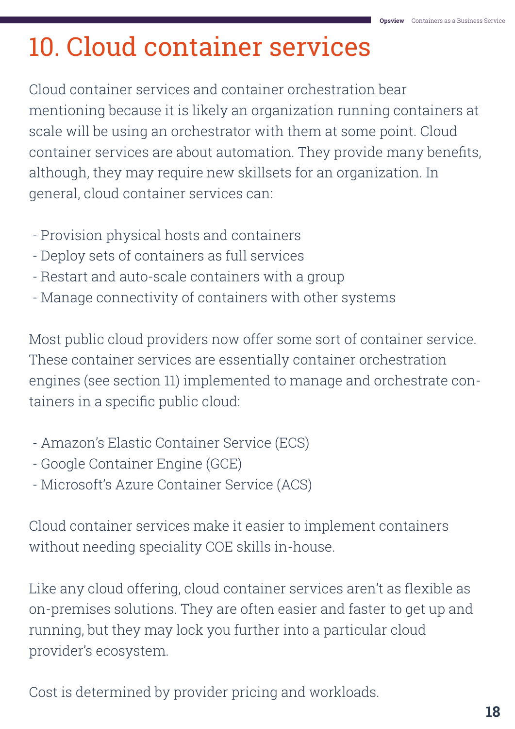# 10. Cloud container services

Cloud container services and container orchestration bear mentioning because it is likely an organization running containers at scale will be using an orchestrator with them at some point. Cloud container services are about automation. They provide many benefits, although, they may require new skillsets for an organization. In general, cloud container services can:

- Provision physical hosts and containers
- Deploy sets of containers as full services
- Restart and auto-scale containers with a group
- Manage connectivity of containers with other systems

Most public cloud providers now offer some sort of container service. These container services are essentially container orchestration engines (see section 11) implemented to manage and orchestrate containers in a specific public cloud:

- Amazon's Elastic Container Service (ECS)
- Google Container Engine (GCE)
- Microsoft's Azure Container Service (ACS)

Cloud container services make it easier to implement containers without needing speciality COE skills in-house.

Like any cloud offering, cloud container services aren't as flexible as on-premises solutions. They are often easier and faster to get up and running, but they may lock you further into a particular cloud provider's ecosystem.

Cost is determined by provider pricing and workloads.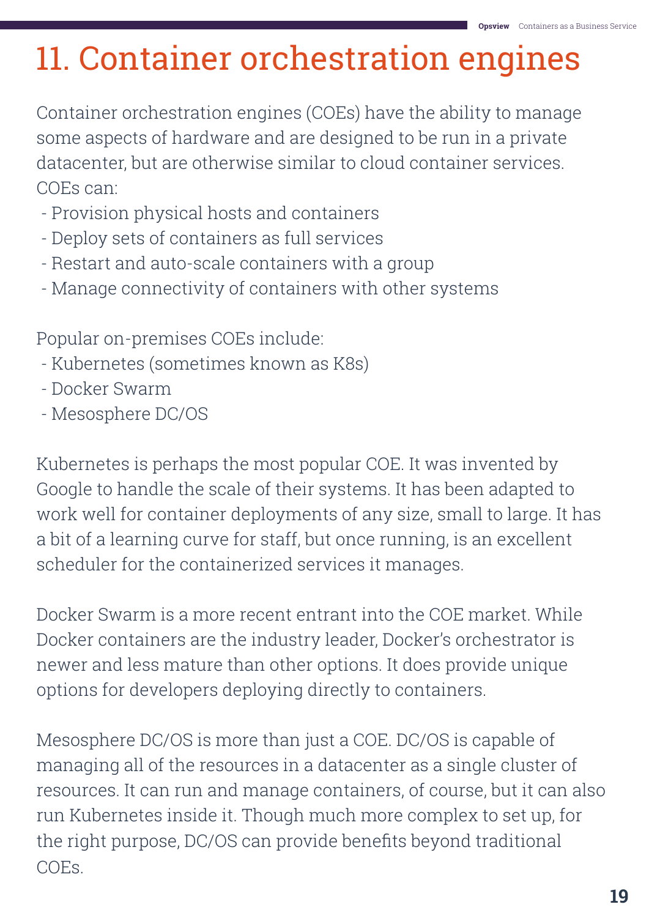# 11. Container orchestration engines

Container orchestration engines (COEs) have the ability to manage some aspects of hardware and are designed to be run in a private datacenter, but are otherwise similar to cloud container services. COEs can:

- Provision physical hosts and containers
- Deploy sets of containers as full services
- Restart and auto-scale containers with a group
- Manage connectivity of containers with other systems

Popular on-premises COEs include:

- Kubernetes (sometimes known as K8s)
- Docker Swarm
- Mesosphere DC/OS

Kubernetes is perhaps the most popular COE. It was invented by Google to handle the scale of their systems. It has been adapted to work well for container deployments of any size, small to large. It has a bit of a learning curve for staff, but once running, is an excellent scheduler for the containerized services it manages.

Docker Swarm is a more recent entrant into the COE market. While Docker containers are the industry leader, Docker's orchestrator is newer and less mature than other options. It does provide unique options for developers deploying directly to containers.

Mesosphere DC/OS is more than just a COE. DC/OS is capable of managing all of the resources in a datacenter as a single cluster of resources. It can run and manage containers, of course, but it can also run Kubernetes inside it. Though much more complex to set up, for the right purpose, DC/OS can provide benefits beyond traditional COEs.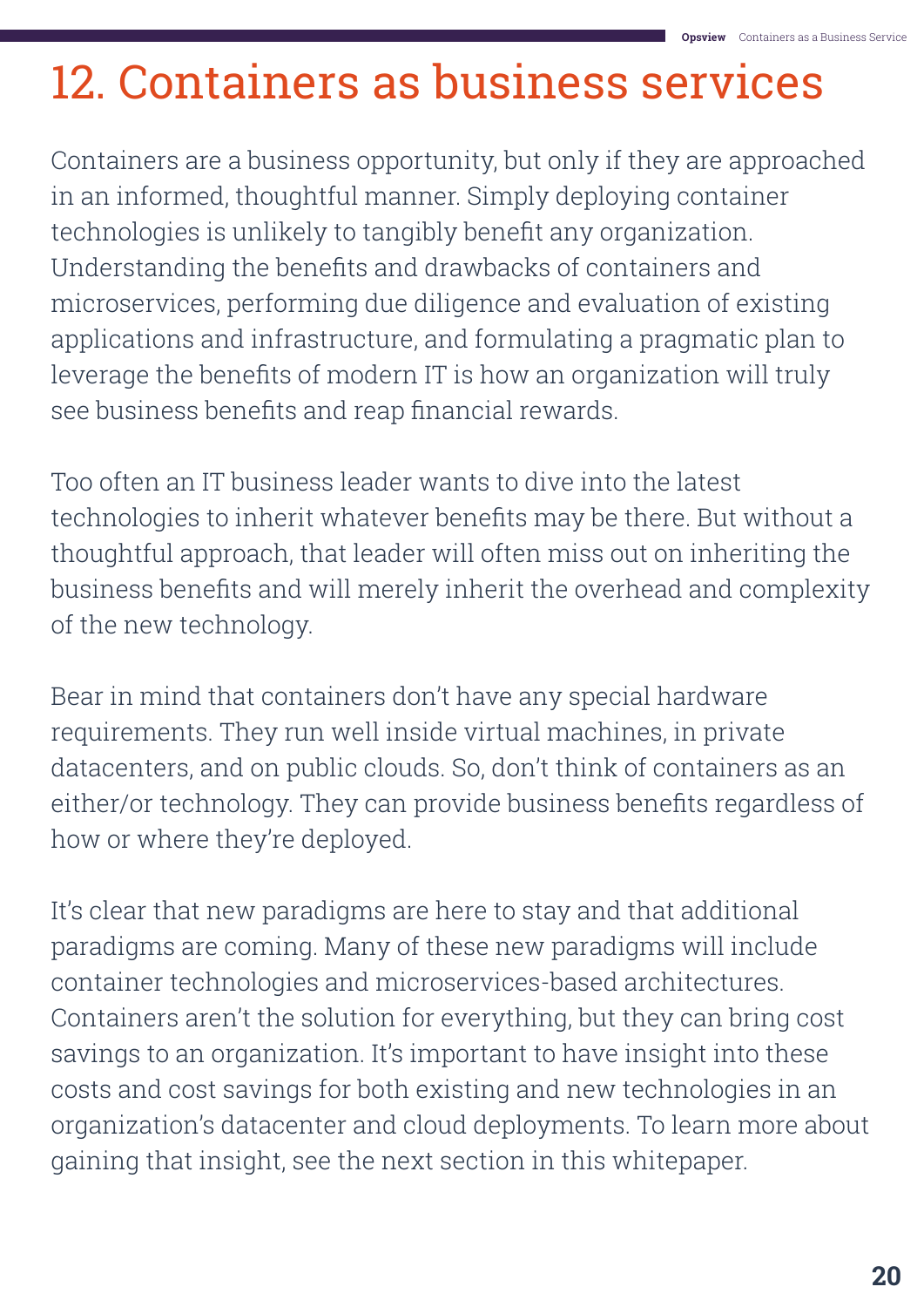# 12. Containers as business services

Containers are a business opportunity, but only if they are approached in an informed, thoughtful manner. Simply deploying container technologies is unlikely to tangibly benefit any organization. Understanding the benefits and drawbacks of containers and microservices, performing due diligence and evaluation of existing applications and infrastructure, and formulating a pragmatic plan to leverage the benefits of modern IT is how an organization will truly see business benefits and reap financial rewards.

Too often an IT business leader wants to dive into the latest technologies to inherit whatever benefits may be there. But without a thoughtful approach, that leader will often miss out on inheriting the business benefits and will merely inherit the overhead and complexity of the new technology.

Bear in mind that containers don't have any special hardware requirements. They run well inside virtual machines, in private datacenters, and on public clouds. So, don't think of containers as an either/or technology. They can provide business benefits regardless of how or where they're deployed.

It's clear that new paradigms are here to stay and that additional paradigms are coming. Many of these new paradigms will include container technologies and microservices-based architectures. Containers aren't the solution for everything, but they can bring cost savings to an organization. It's important to have insight into these costs and cost savings for both existing and new technologies in an organization's datacenter and cloud deployments. To learn more about gaining that insight, see the next section in this whitepaper.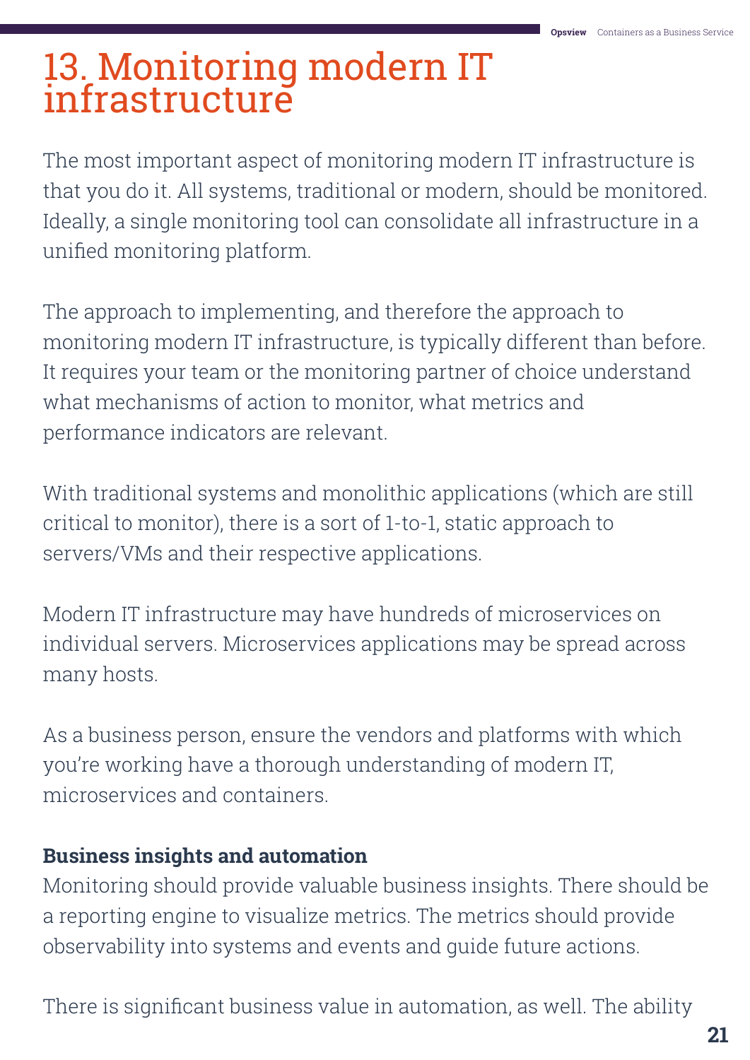# 13. Monitoring modern IT infrastructure

The most important aspect of monitoring modern IT infrastructure is that you do it. All systems, traditional or modern, should be monitored. Ideally, a single monitoring tool can consolidate all infrastructure in a unified monitoring platform.

The approach to implementing, and therefore the approach to monitoring modern IT infrastructure, is typically different than before. It requires your team or the monitoring partner of choice understand what mechanisms of action to monitor, what metrics and performance indicators are relevant.

With traditional systems and monolithic applications (which are still critical to monitor), there is a sort of 1-to-1, static approach to servers/VMs and their respective applications.

Modern IT infrastructure may have hundreds of microservices on individual servers. Microservices applications may be spread across many hosts.

As a business person, ensure the vendors and platforms with which you're working have a thorough understanding of modern IT, microservices and containers.

**Business insights and automation**

Monitoring should provide valuable business insights. There should be a reporting engine to visualize metrics. The metrics should provide observability into systems and events and guide future actions.

There is significant business value in automation, as well. The ability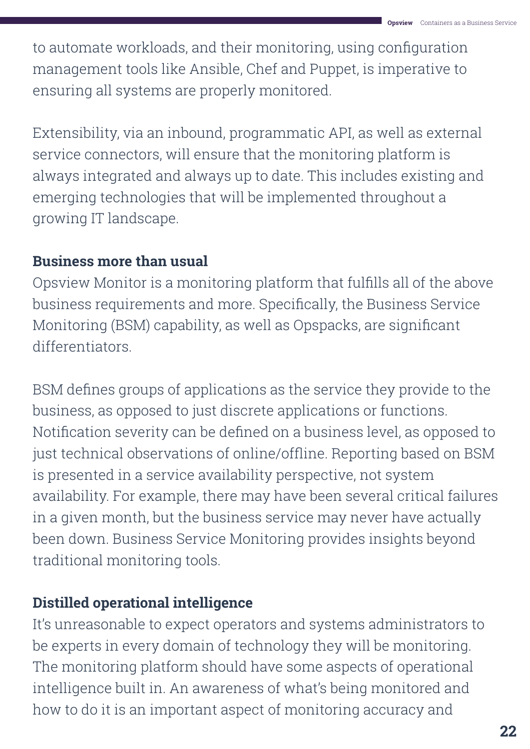to automate workloads, and their monitoring, using configuration management tools like Ansible, Chef and Puppet, is imperative to ensuring all systems are properly monitored.

Extensibility, via an inbound, programmatic API, as well as external service connectors, will ensure that the monitoring platform is always integrated and always up to date. This includes existing and emerging technologies that will be implemented throughout a growing IT landscape.

**Business more than usual**

Opsview Monitor is a monitoring platform that fulfills all of the above business requirements and more. Specifically, the Business Service Monitoring (BSM) capability, as well as Opspacks, are significant differentiators.

BSM defines groups of applications as the service they provide to the business, as opposed to just discrete applications or functions. Notification severity can be defined on a business level, as opposed to just technical observations of online/offline. Reporting based on BSM is presented in a service availability perspective, not system availability. For example, there may have been several critical failures in a given month, but the business service may never have actually been down. Business Service Monitoring provides insights beyond traditional monitoring tools.

**Distilled operational intelligence**

It's unreasonable to expect operators and systems administrators to be experts in every domain of technology they will be monitoring. The monitoring platform should have some aspects of operational intelligence built in. An awareness of what's being monitored and how to do it is an important aspect of monitoring accuracy and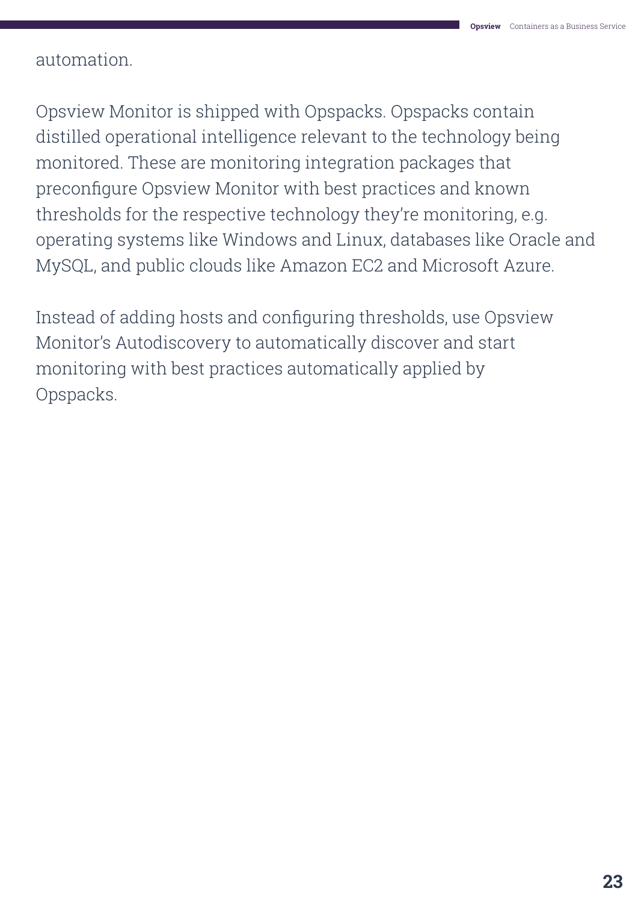automation.

Opsview Monitor is shipped with Opspacks. Opspacks contain distilled operational intelligence relevant to the technology being monitored. These are monitoring integration packages that preconfigure Opsview Monitor with best practices and known thresholds for the respective technology they're monitoring, e.g. operating systems like Windows and Linux, databases like Oracle and MySQL, and public clouds like Amazon EC2 and Microsoft Azure.

Instead of adding hosts and configuring thresholds, use Opsview Monitor's Autodiscovery to automatically discover and start monitoring with best practices automatically applied by Opspacks.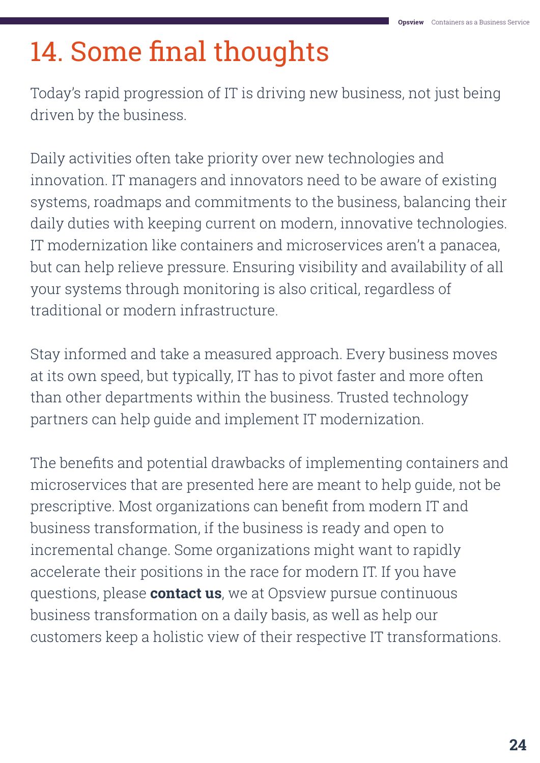# 14. Some final thoughts

Today's rapid progression of IT is driving new business, not just being driven by the business.

Daily activities often take priority over new technologies and innovation. IT managers and innovators need to be aware of existing systems, roadmaps and commitments to the business, balancing their daily duties with keeping current on modern, innovative technologies. IT modernization like containers and microservices aren't a panacea, but can help relieve pressure. Ensuring visibility and availability of all your systems through monitoring is also critical, regardless of traditional or modern infrastructure.

Stay informed and take a measured approach. Every business moves at its own speed, but typically, IT has to pivot faster and more often than other departments within the business. Trusted technology partners can help guide and implement IT modernization.

The benefits and potential drawbacks of implementing containers and microservices that are presented here are meant to help guide, not be prescriptive. Most organizations can benefit from modern IT and business transformation, if the business is ready and open to incremental change. Some organizations might want to rapidly accelerate their positions in the race for modern IT. If you have questions, please **contact us**, we at Opsview pursue continuous business transformation on a daily basis, as well as help our customers keep a holistic view of their respective IT transformations.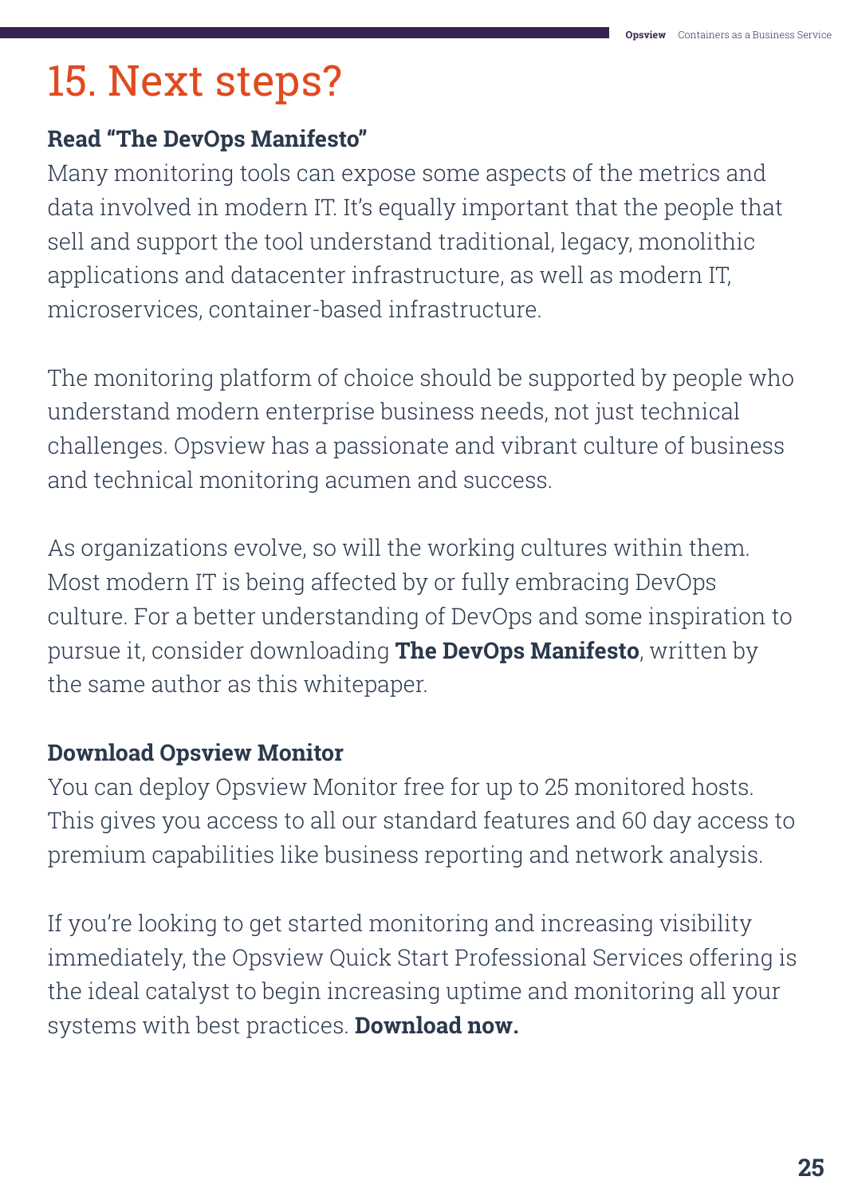# 15. Next steps?

**Read "The DevOps Manifesto"**

Many monitoring tools can expose some aspects of the metrics and data involved in modern IT. It's equally important that the people that sell and support the tool understand traditional, legacy, monolithic applications and datacenter infrastructure, as well as modern IT, microservices, container-based infrastructure.

The monitoring platform of choice should be supported by people who understand modern enterprise business needs, not just technical challenges. Opsview has a passionate and vibrant culture of business and technical monitoring acumen and success.

As organizations evolve, so will the working cultures within them. Most modern IT is being affected by or fully embracing DevOps culture. For a better understanding of DevOps and some inspiration to pursue it, consider downloading **The DevOps Manifesto**, written by the same author as this whitepaper.

**Download Opsview Monitor**

You can deploy Opsview Monitor free for up to 25 monitored hosts. This gives you access to all our standard features and 60 day access to premium capabilities like business reporting and network analysis.

If you're looking to get started monitoring and increasing visibility immediately, the Opsview Quick Start Professional Services offering is the ideal catalyst to begin increasing uptime and monitoring all your systems with best practices. **Download now.**